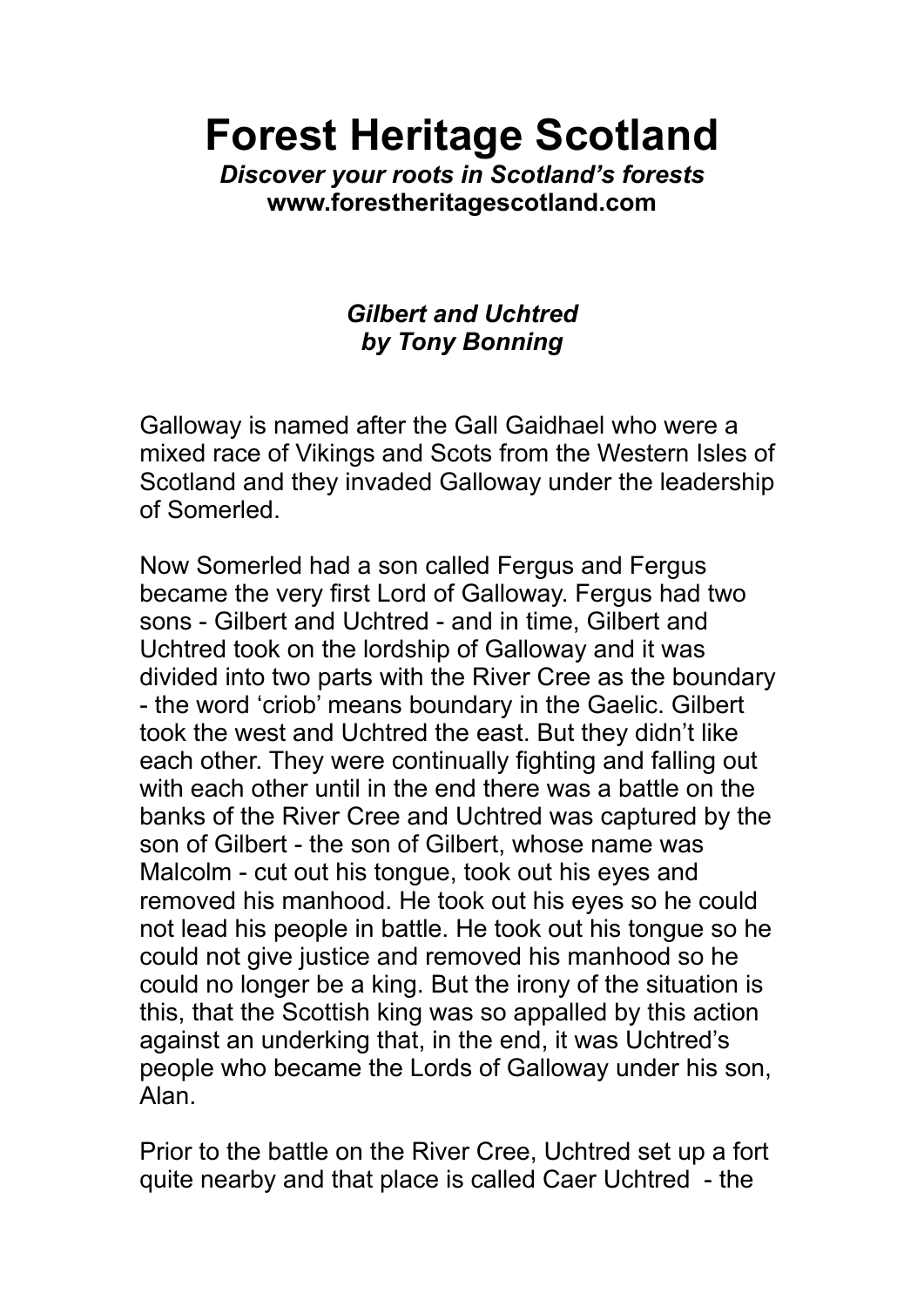# Forest Heritage Scotland

***Discover your roots in Scotland's forests***
**www.forestheritagescotland.com**

***Gilbert and Uchtred***
***by Tony Bonning***

Galloway is named after the Gall Gaidhael who were a mixed race of Vikings and Scots from the Western Isles of Scotland and they invaded Galloway under the leadership of Somerled.

Now Somerled had a son called Fergus and Fergus became the very first Lord of Galloway. Fergus had two sons - Gilbert and Uchtred - and in time, Gilbert and Uchtred took on the lordship of Galloway and it was divided into two parts with the River Cree as the boundary - the word 'criob' means boundary in the Gaelic. Gilbert took the west and Uchtred the east. But they didn't like each other. They were continually fighting and falling out with each other until in the end there was a battle on the banks of the River Cree and Uchtred was captured by the son of Gilbert - the son of Gilbert, whose name was Malcolm - cut out his tongue, took out his eyes and removed his manhood. He took out his eyes so he could not lead his people in battle. He took out his tongue so he could not give justice and removed his manhood so he could no longer be a king. But the irony of the situation is this, that the Scottish king was so appalled by this action against an underking that, in the end, it was Uchtred's people who became the Lords of Galloway under his son, Alan.

Prior to the battle on the River Cree, Uchtred set up a fort quite nearby and that place is called Caer Uchtred - the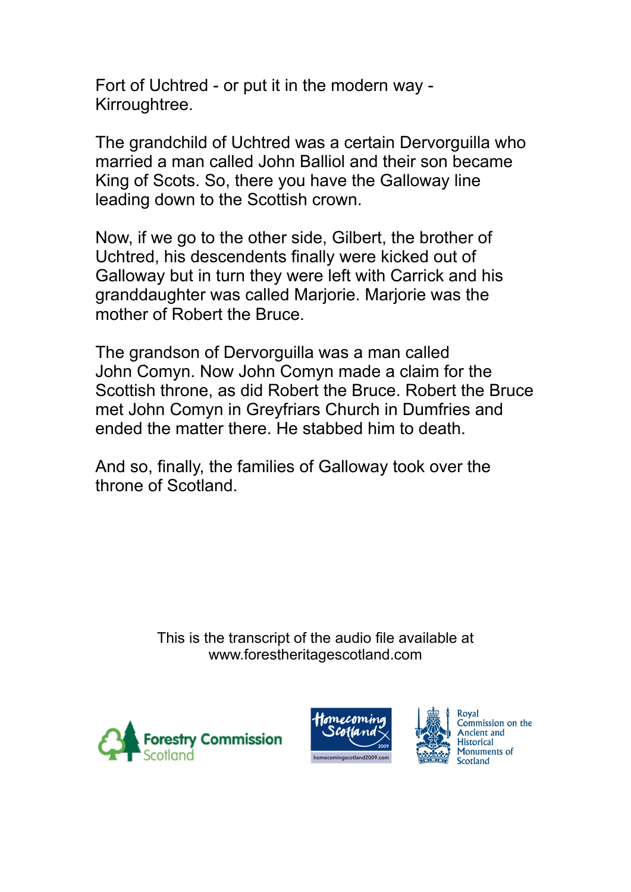Fort of Uchtred - or put it in the modern way - Kirroughtree.

The grandchild of Uchtred was a certain Dervorguilla who married a man called John Balliol and their son became King of Scots. So, there you have the Galloway line leading down to the Scottish crown.

Now, if we go to the other side, Gilbert, the brother of Uchtred, his descendents finally were kicked out of Galloway but in turn they were left with Carrick and his granddaughter was called Marjorie. Marjorie was the mother of Robert the Bruce.

The grandson of Dervorguilla was a man called John Comyn. Now John Comyn made a claim for the Scottish throne, as did Robert the Bruce. Robert the Bruce met John Comyn in Greyfriars Church in Dumfries and ended the matter there. He stabbed him to death.

And so, finally, the families of Galloway took over the throne of Scotland.

This is the transcript of the audio file available at www.forestheritagescotland.com

Forestry Commission Scotland

Homecoming Scotland 2009
homecomingscotland2009.com

Royal Commission on the Ancient and Historical Monuments of Scotland